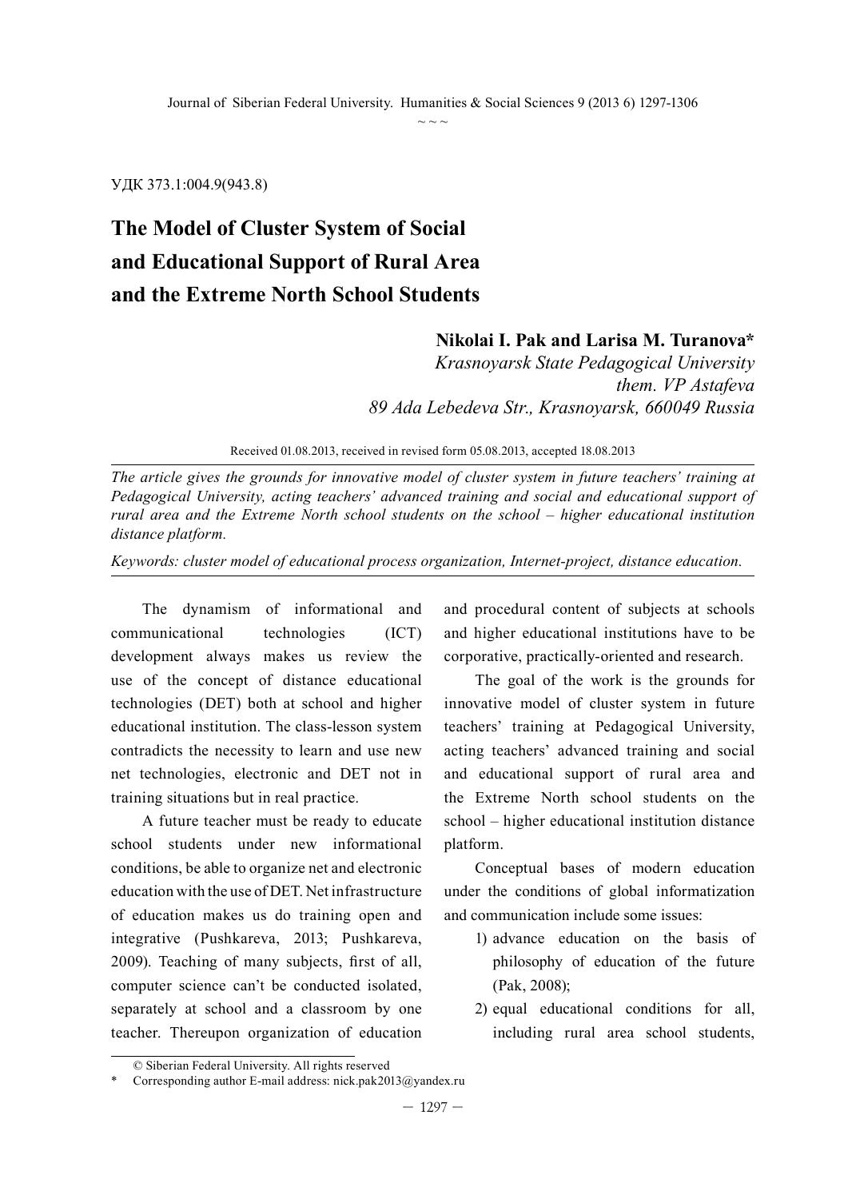УДК 373.1:004.9(943.8)

# The Model of Cluster System of Social and Educational Support of Rural Area and the Extreme North School Students

**Nikolai I. Pak and Larisa M. Turanova***

*Krasnoyarsk State Pedagogical University them. VP Astafeva*
*89 Ada Lebedeva Str., Krasnoyarsk, 660049 Russia*

Received 01.08.2013, received in revised form 05.08.2013, accepted 18.08.2013

*The article gives the grounds for innovative model of cluster system in future teachers' training at Pedagogical University, acting teachers' advanced training and social and educational support of rural area and the Extreme North school students on the school – higher educational institution distance platform.*

*Keywords: cluster model of educational process organization, Internet-project, distance education.*

The dynamism of informational and communicational technologies (ICT) development always makes us review the use of the concept of distance educational technologies (DET) both at school and higher educational institution. The class-lesson system contradicts the necessity to learn and use new net technologies, electronic and DET not in training situations but in real practice.

A future teacher must be ready to educate school students under new informational conditions, be able to organize net and electronic education with the use of DET. Net infrastructure of education makes us do training open and integrative (Pushkareva, 2013; Pushkareva, 2009). Teaching of many subjects, first of all, computer science can't be conducted isolated, separately at school and a classroom by one teacher. Thereupon organization of education and procedural content of subjects at schools and higher educational institutions have to be corporative, practically-oriented and research.

The goal of the work is the grounds for innovative model of cluster system in future teachers' training at Pedagogical University, acting teachers' advanced training and social and educational support of rural area and the Extreme North school students on the school – higher educational institution distance platform.

Conceptual bases of modern education under the conditions of global informatization and communication include some issues:

1) advance education on the basis of philosophy of education of the future (Pak, 2008);
2) equal educational conditions for all, including rural area school students,

© Siberian Federal University. All rights reserved
* Corresponding author E-mail address: nick.pak2013@yandex.ru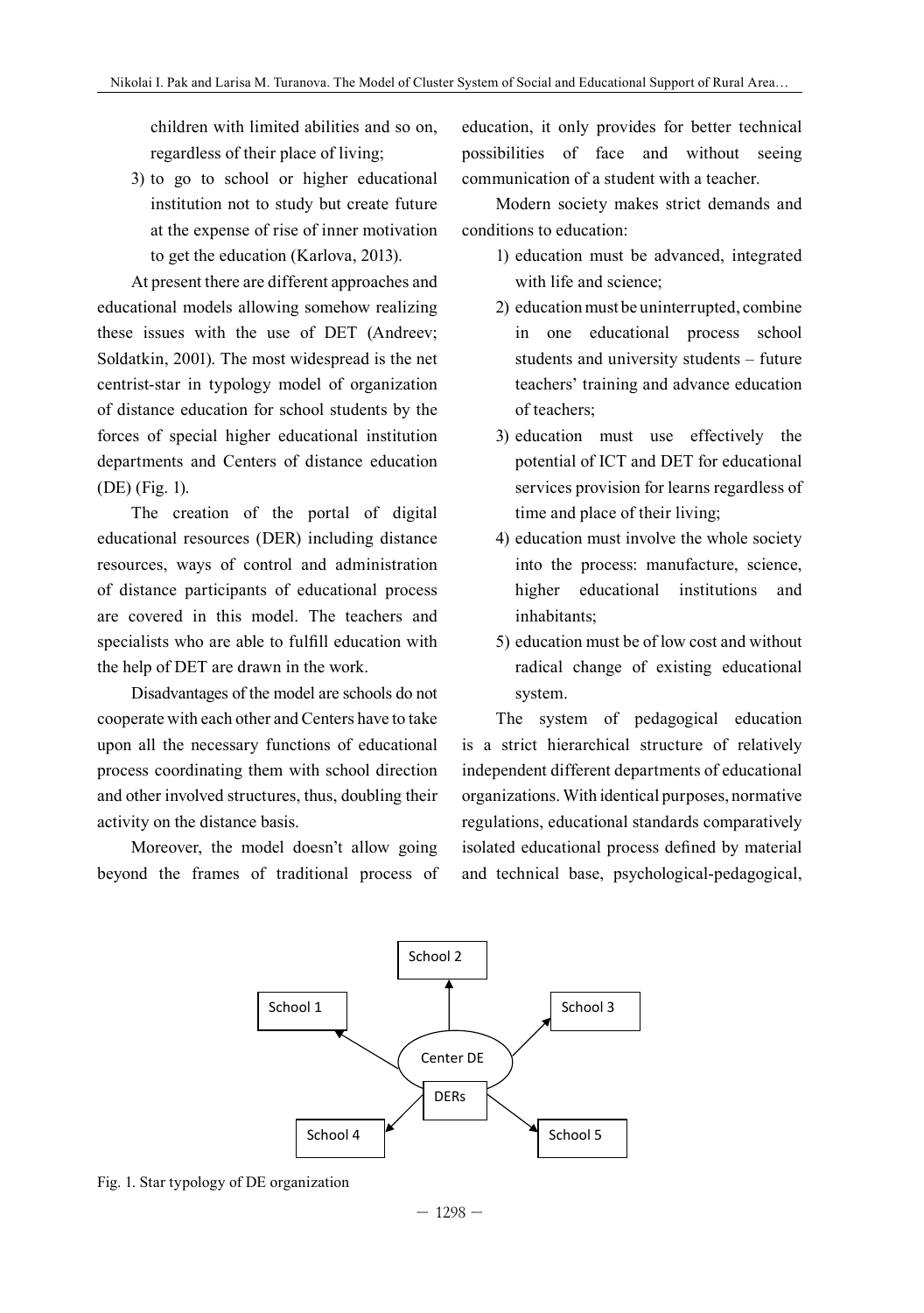children with limited abilities and so on, regardless of their place of living;

3) to go to school or higher educational institution not to study but create future at the expense of rise of inner motivation to get the education (Karlova, 2013).

At present there are different approaches and educational models allowing somehow realizing these issues with the use of DET (Andreev; Soldatkin, 2001). The most widespread is the net centrist-star in typology model of organization of distance education for school students by the forces of special higher educational institution departments and Centers of distance education (DE) (Fig. 1).

The creation of the portal of digital educational resources (DER) including distance resources, ways of control and administration of distance participants of educational process are covered in this model. The teachers and specialists who are able to fulfill education with the help of DET are drawn in the work.

Disadvantages of the model are schools do not cooperate with each other and Centers have to take upon all the necessary functions of educational process coordinating them with school direction and other involved structures, thus, doubling their activity on the distance basis.

Moreover, the model doesn't allow going beyond the frames of traditional process of education, it only provides for better technical possibilities of face and without seeing communication of a student with a teacher.

Modern society makes strict demands and conditions to education:

1) education must be advanced, integrated with life and science;
2) education must be uninterrupted, combine in one educational process school students and university students – future teachers' training and advance education of teachers;
3) education must use effectively the potential of ICT and DET for educational services provision for learns regardless of time and place of their living;
4) education must involve the whole society into the process: manufacture, science, higher educational institutions and inhabitants;
5) education must be of low cost and without radical change of existing educational system.

The system of pedagogical education is a strict hierarchical structure of relatively independent different departments of educational organizations. With identical purposes, normative regulations, educational standards comparatively isolated educational process defined by material and technical base, psychological-pedagogical,

Fig. 1. Star typology of DE organization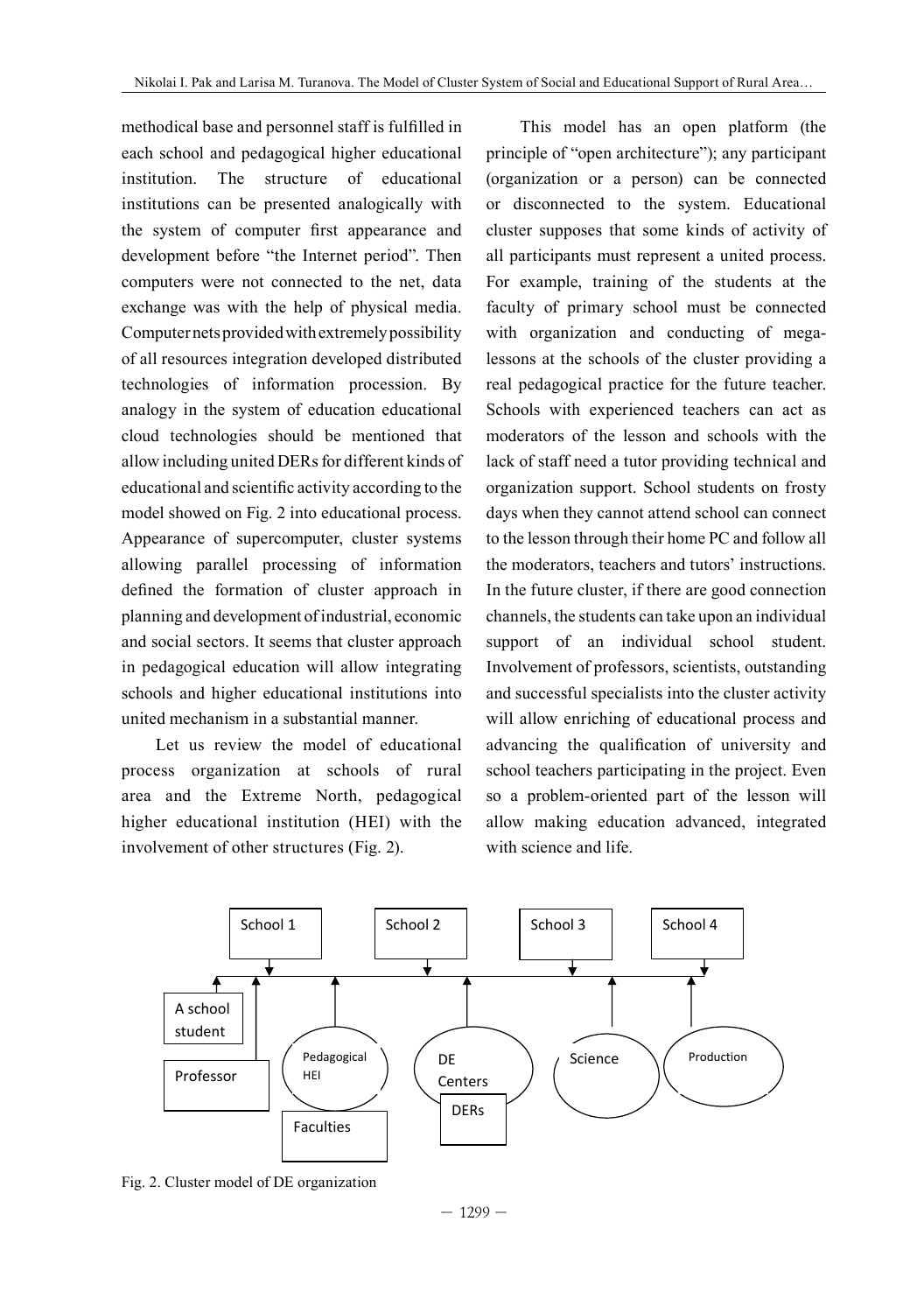methodical base and personnel staff is fulfilled in each school and pedagogical higher educational institution. The structure of educational institutions can be presented analogically with the system of computer first appearance and development before "the Internet period". Then computers were not connected to the net, data exchange was with the help of physical media. Computer nets provided with extremely possibility of all resources integration developed distributed technologies of information procession. By analogy in the system of education educational cloud technologies should be mentioned that allow including united DERs for different kinds of educational and scientific activity according to the model showed on Fig. 2 into educational process. Appearance of supercomputer, cluster systems allowing parallel processing of information defined the formation of cluster approach in planning and development of industrial, economic and social sectors. It seems that cluster approach in pedagogical education will allow integrating schools and higher educational institutions into united mechanism in a substantial manner.

Let us review the model of educational process organization at schools of rural area and the Extreme North, pedagogical higher educational institution (HEI) with the involvement of other structures (Fig. 2).

This model has an open platform (the principle of "open architecture"); any participant (organization or a person) can be connected or disconnected to the system. Educational cluster supposes that some kinds of activity of all participants must represent a united process. For example, training of the students at the faculty of primary school must be connected with organization and conducting of mega-lessons at the schools of the cluster providing a real pedagogical practice for the future teacher. Schools with experienced teachers can act as moderators of the lesson and schools with the lack of staff need a tutor providing technical and organization support. School students on frosty days when they cannot attend school can connect to the lesson through their home PC and follow all the moderators, teachers and tutors' instructions. In the future cluster, if there are good connection channels, the students can take upon an individual support of an individual school student. Involvement of professors, scientists, outstanding and successful specialists into the cluster activity will allow enriching of educational process and advancing the qualification of university and school teachers participating in the project. Even so a problem-oriented part of the lesson will allow making education advanced, integrated with science and life.

School 1 | School 2 | School 3 | School 4

A school student | Professor | Pedagogical HEI | Faculties | DE Centers | DERs | Science | Production

Fig. 2. Cluster model of DE organization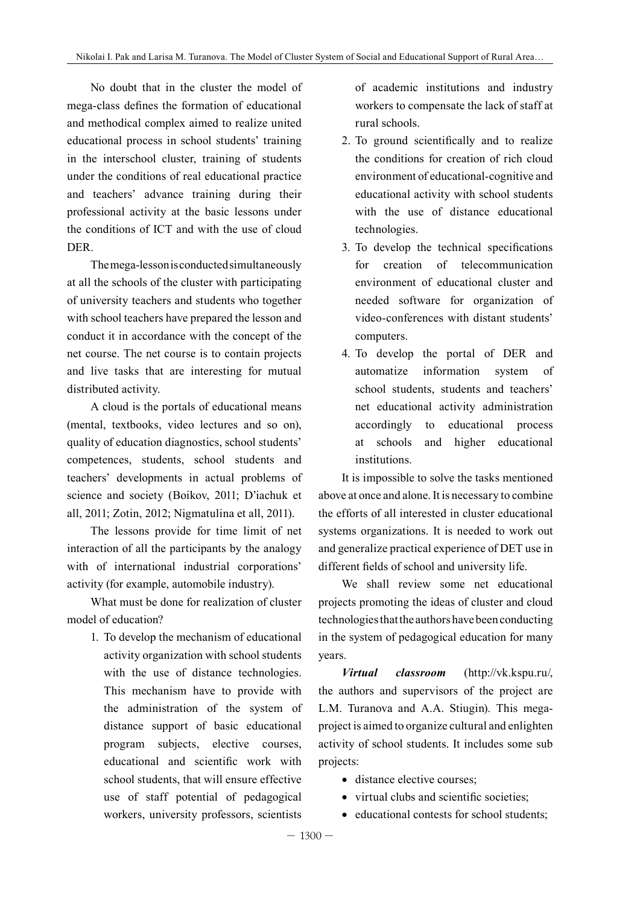No doubt that in the cluster the model of mega-class defines the formation of educational and methodical complex aimed to realize united educational process in school students' training in the interschool cluster, training of students under the conditions of real educational practice and teachers' advance training during their professional activity at the basic lessons under the conditions of ICT and with the use of cloud DER.

The mega-lesson is conducted simultaneously at all the schools of the cluster with participating of university teachers and students who together with school teachers have prepared the lesson and conduct it in accordance with the concept of the net course. The net course is to contain projects and live tasks that are interesting for mutual distributed activity.

A cloud is the portals of educational means (mental, textbooks, video lectures and so on), quality of education diagnostics, school students' competences, students, school students and teachers' developments in actual problems of science and society (Boikov, 2011; D'iachuk et all, 2011; Zotin, 2012; Nigmatulina et all, 2011).

The lessons provide for time limit of net interaction of all the participants by the analogy with of international industrial corporations' activity (for example, automobile industry).

What must be done for realization of cluster model of education?

1. To develop the mechanism of educational activity organization with school students with the use of distance technologies. This mechanism have to provide with the administration of the system of distance support of basic educational program subjects, elective courses, educational and scientific work with school students, that will ensure effective use of staff potential of pedagogical workers, university professors, scientists of academic institutions and industry workers to compensate the lack of staff at rural schools.
2. To ground scientifically and to realize the conditions for creation of rich cloud environment of educational-cognitive and educational activity with school students with the use of distance educational technologies.
3. To develop the technical specifications for creation of telecommunication environment of educational cluster and needed software for organization of video-conferences with distant students' computers.
4. To develop the portal of DER and automatize information system of school students, students and teachers' net educational activity administration accordingly to educational process at schools and higher educational institutions.

It is impossible to solve the tasks mentioned above at once and alone. It is necessary to combine the efforts of all interested in cluster educational systems organizations. It is needed to work out and generalize practical experience of DET use in different fields of school and university life.

We shall review some net educational projects promoting the ideas of cluster and cloud technologies that the authors have been conducting in the system of pedagogical education for many years.

***Virtual classroom*** (http://vk.kspu.ru/, the authors and supervisors of the project are L.M. Turanova and A.A. Stiugin). This mega-project is aimed to organize cultural and enlighten activity of school students. It includes some sub projects:

- distance elective courses;
- virtual clubs and scientific societies;
- educational contests for school students;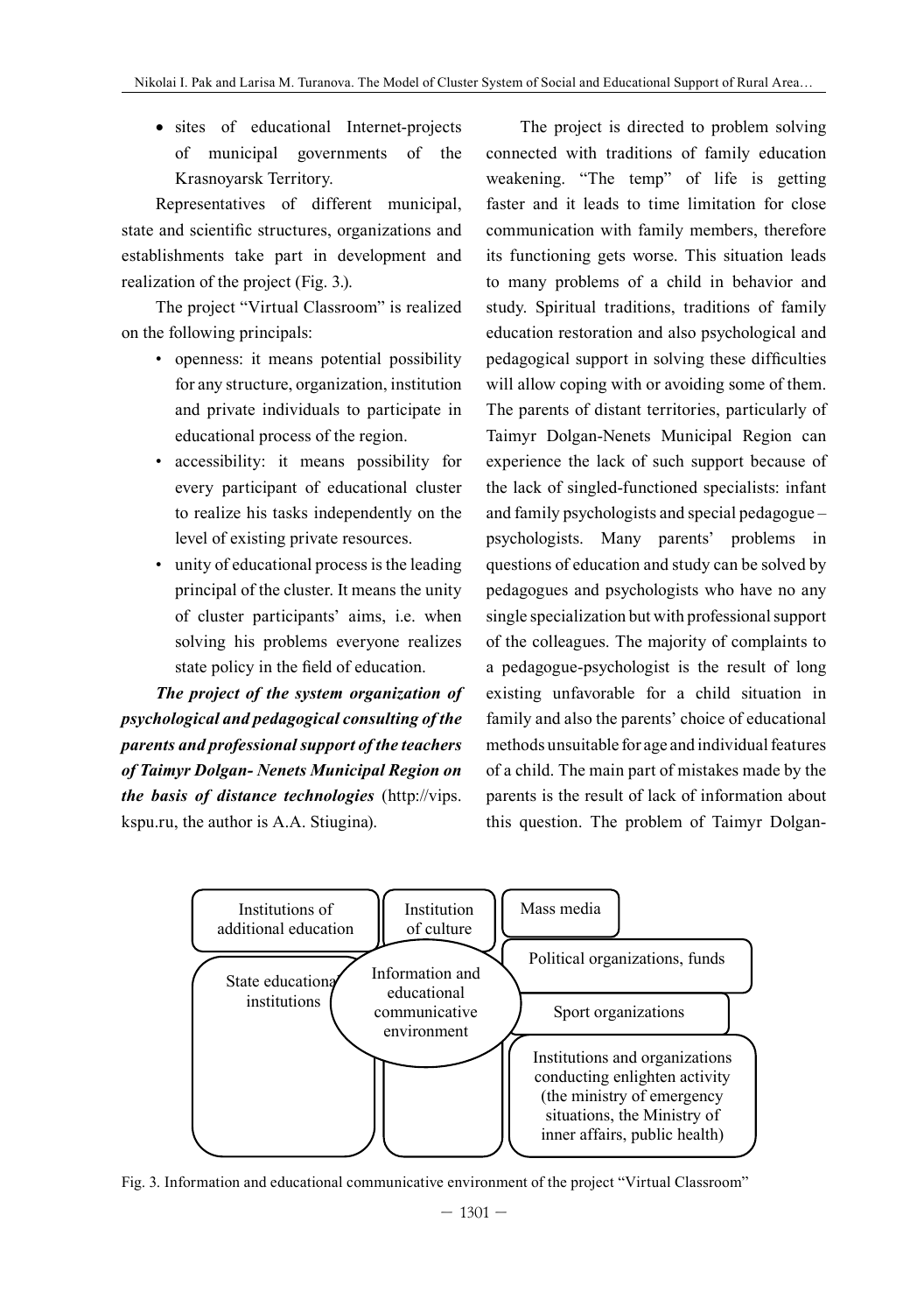- sites of educational Internet-projects of municipal governments of the Krasnoyarsk Territory.

Representatives of different municipal, state and scientific structures, organizations and establishments take part in development and realization of the project (Fig. 3.).

The project "Virtual Classroom" is realized on the following principals:

- openness: it means potential possibility for any structure, organization, institution and private individuals to participate in educational process of the region.
- accessibility: it means possibility for every participant of educational cluster to realize his tasks independently on the level of existing private resources.
- unity of educational process is the leading principal of the cluster. It means the unity of cluster participants' aims, i.e. when solving his problems everyone realizes state policy in the field of education.

***The project of the system organization of psychological and pedagogical consulting of the parents and professional support of the teachers of Taimyr Dolgan- Nenets Municipal Region on the basis of distance technologies*** (http://vips.kspu.ru, the author is A.A. Stiugina).

The project is directed to problem solving connected with traditions of family education weakening. "The temp" of life is getting faster and it leads to time limitation for close communication with family members, therefore its functioning gets worse. This situation leads to many problems of a child in behavior and study. Spiritual traditions, traditions of family education restoration and also psychological and pedagogical support in solving these difficulties will allow coping with or avoiding some of them. The parents of distant territories, particularly of Taimyr Dolgan-Nenets Municipal Region can experience the lack of such support because of the lack of singled-functioned specialists: infant and family psychologists and special pedagogue – psychologists. Many parents' problems in questions of education and study can be solved by pedagogues and psychologists who have no any single specialization but with professional support of the colleagues. The majority of complaints to a pedagogue-psychologist is the result of long existing unfavorable for a child situation in family and also the parents' choice of educational methods unsuitable for age and individual features of a child. The main part of mistakes made by the parents is the result of lack of information about this question. The problem of Taimyr Dolgan-

Institutions of additional education

Institution of culture

Mass media

Political organizations, funds

State educational institutions

Information and educational communicative environment

Sport organizations

Institutions and organizations conducting enlighten activity (the ministry of emergency situations, the Ministry of inner affairs, public health)

Fig. 3. Information and educational communicative environment of the project "Virtual Classroom"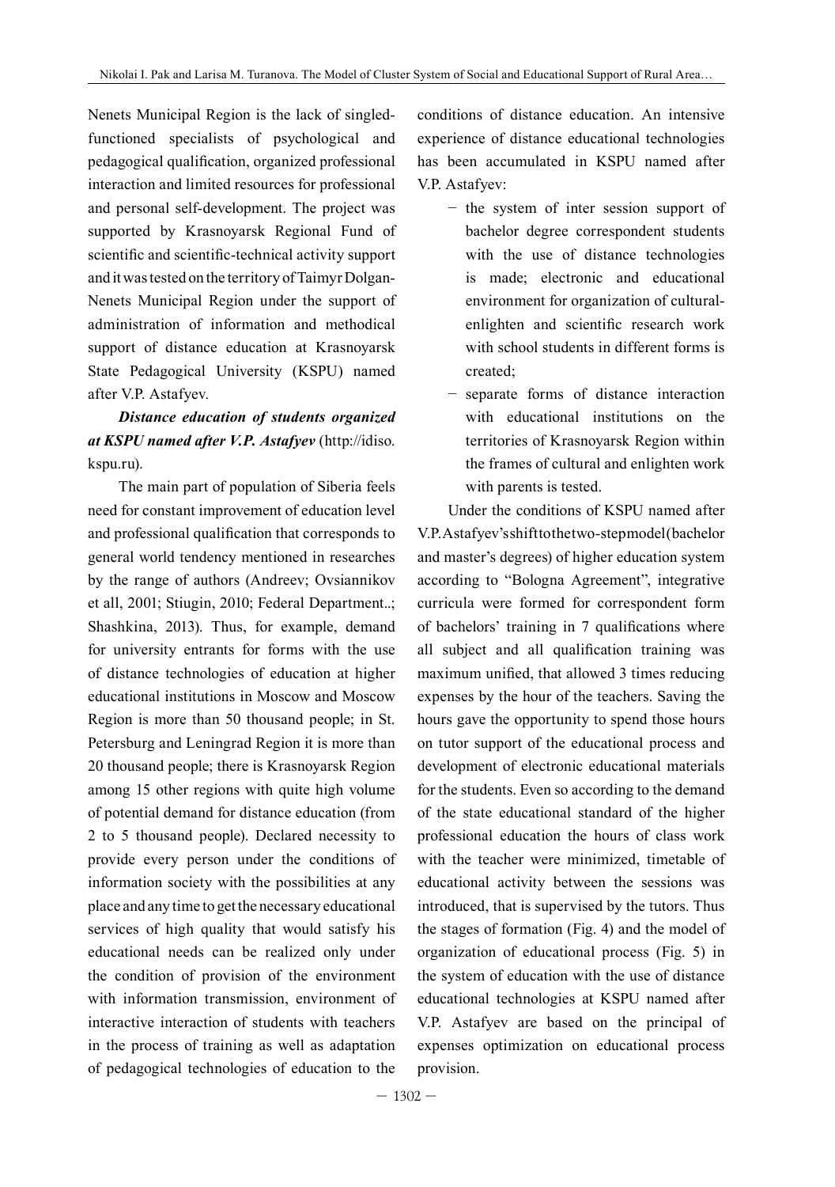Nenets Municipal Region is the lack of singled-functioned specialists of psychological and pedagogical qualification, organized professional interaction and limited resources for professional and personal self-development. The project was supported by Krasnoyarsk Regional Fund of scientific and scientific-technical activity support and it was tested on the territory of Taimyr Dolgan-Nenets Municipal Region under the support of administration of information and methodical support of distance education at Krasnoyarsk State Pedagogical University (KSPU) named after V.P. Astafyev.

***Distance education of students organized at KSPU named after V.P. Astafyev*** (http://idiso.kspu.ru).

The main part of population of Siberia feels need for constant improvement of education level and professional qualification that corresponds to general world tendency mentioned in researches by the range of authors (Andreev; Ovsiannikov et all, 2001; Stiugin, 2010; Federal Department..; Shashkina, 2013). Thus, for example, demand for university entrants for forms with the use of distance technologies of education at higher educational institutions in Moscow and Moscow Region is more than 50 thousand people; in St. Petersburg and Leningrad Region it is more than 20 thousand people; there is Krasnoyarsk Region among 15 other regions with quite high volume of potential demand for distance education (from 2 to 5 thousand people). Declared necessity to provide every person under the conditions of information society with the possibilities at any place and any time to get the necessary educational services of high quality that would satisfy his educational needs can be realized only under the condition of provision of the environment with information transmission, environment of interactive interaction of students with teachers in the process of training as well as adaptation of pedagogical technologies of education to the conditions of distance education. An intensive experience of distance educational technologies has been accumulated in KSPU named after V.P. Astafyev:

- the system of inter session support of bachelor degree correspondent students with the use of distance technologies is made; electronic and educational environment for organization of cultural-enlighten and scientific research work with school students in different forms is created;
- separate forms of distance interaction with educational institutions on the territories of Krasnoyarsk Region within the frames of cultural and enlighten work with parents is tested.

Under the conditions of KSPU named after V.P. Astafyev's shift to the two-step model (bachelor and master's degrees) of higher education system according to "Bologna Agreement", integrative curricula were formed for correspondent form of bachelors' training in 7 qualifications where all subject and all qualification training was maximum unified, that allowed 3 times reducing expenses by the hour of the teachers. Saving the hours gave the opportunity to spend those hours on tutor support of the educational process and development of electronic educational materials for the students. Even so according to the demand of the state educational standard of the higher professional education the hours of class work with the teacher were minimized, timetable of educational activity between the sessions was introduced, that is supervised by the tutors. Thus the stages of formation (Fig. 4) and the model of organization of educational process (Fig. 5) in the system of education with the use of distance educational technologies at KSPU named after V.P. Astafyev are based on the principal of expenses optimization on educational process provision.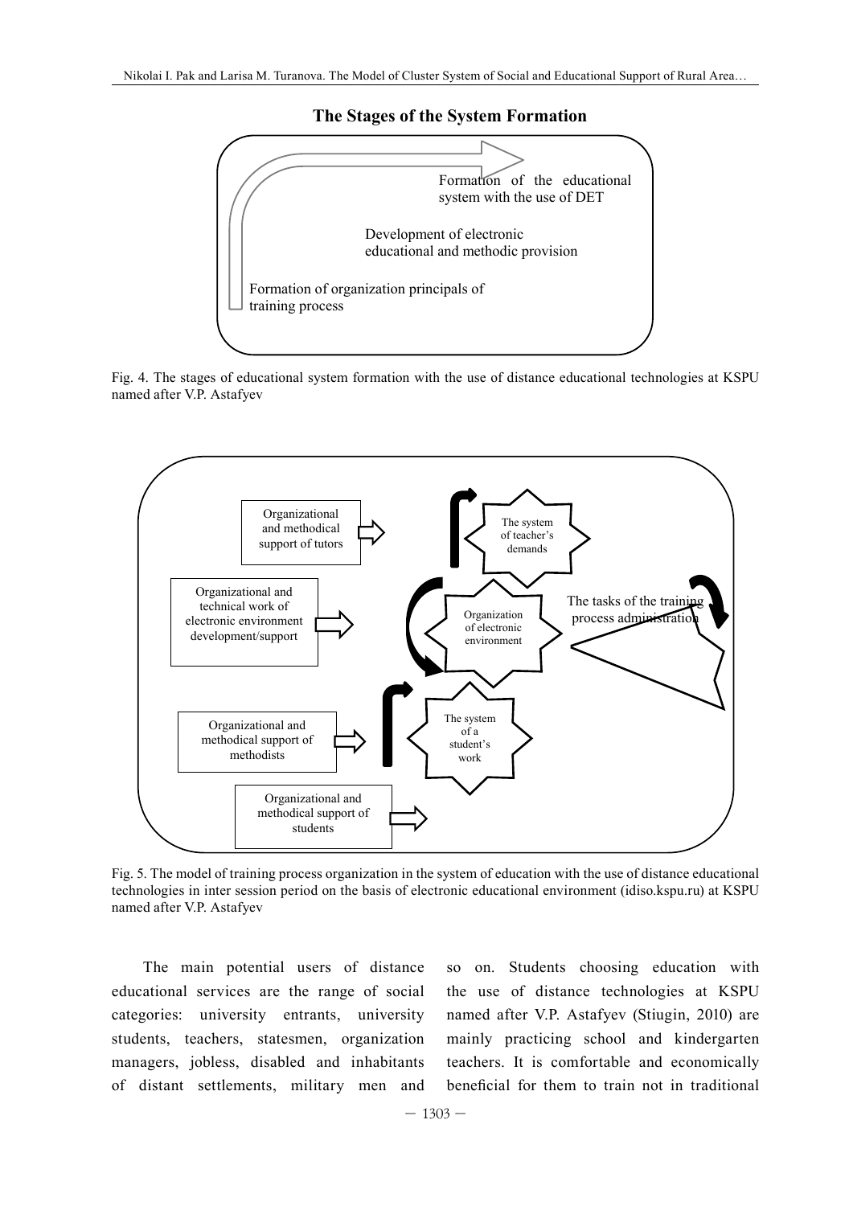**The Stages of the System Formation**

Formation of the educational system with the use of DET

Development of electronic educational and methodic provision

Formation of organization principals of training process

Fig. 4. The stages of educational system formation with the use of distance educational technologies at KSPU named after V.P. Astafyev

Organizational and methodical support of tutors

Organizational and technical work of electronic environment development/support

Organizational and methodical support of methodists

Organizational and methodical support of students

The system of teacher's demands

Organization of electronic environment

The system of a student's work

The tasks of the training process administration

Fig. 5. The model of training process organization in the system of education with the use of distance educational technologies in inter session period on the basis of electronic educational environment (idiso.kspu.ru) at KSPU named after V.P. Astafyev

The main potential users of distance educational services are the range of social categories: university entrants, university students, teachers, statesmen, organization managers, jobless, disabled and inhabitants of distant settlements, military men and so on. Students choosing education with the use of distance technologies at KSPU named after V.P. Astafyev (Stiugin, 2010) are mainly practicing school and kindergarten teachers. It is comfortable and economically beneficial for them to train not in traditional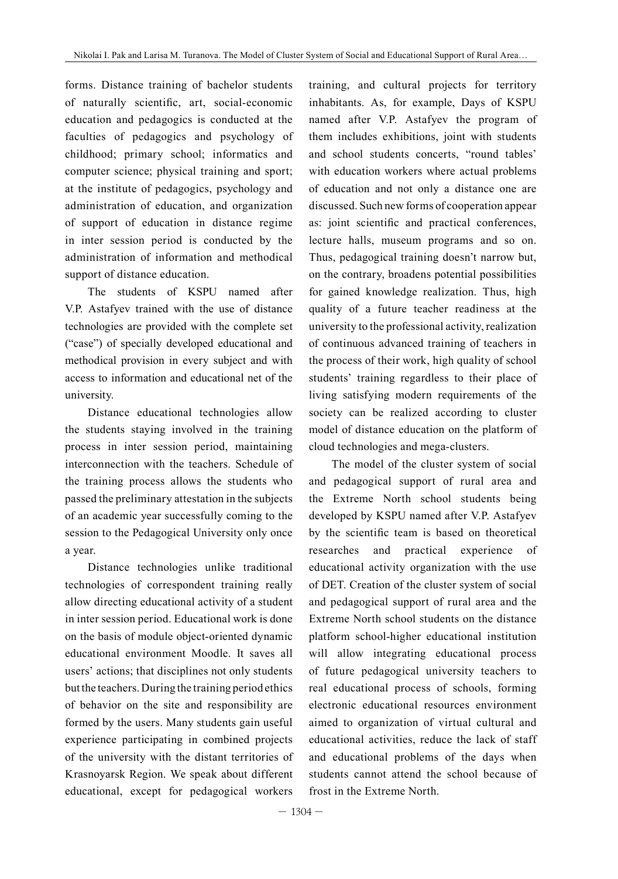forms. Distance training of bachelor students of naturally scientific, art, social-economic education and pedagogics is conducted at the faculties of pedagogics and psychology of childhood; primary school; informatics and computer science; physical training and sport; at the institute of pedagogics, psychology and administration of education, and organization of support of education in distance regime in inter session period is conducted by the administration of information and methodical support of distance education.

The students of KSPU named after V.P. Astafyev trained with the use of distance technologies are provided with the complete set ("case") of specially developed educational and methodical provision in every subject and with access to information and educational net of the university.

Distance educational technologies allow the students staying involved in the training process in inter session period, maintaining interconnection with the teachers. Schedule of the training process allows the students who passed the preliminary attestation in the subjects of an academic year successfully coming to the session to the Pedagogical University only once a year.

Distance technologies unlike traditional technologies of correspondent training really allow directing educational activity of a student in inter session period. Educational work is done on the basis of module object-oriented dynamic educational environment Moodle. It saves all users' actions; that disciplines not only students but the teachers. During the training period ethics of behavior on the site and responsibility are formed by the users. Many students gain useful experience participating in combined projects of the university with the distant territories of Krasnoyarsk Region. We speak about different educational, except for pedagogical workers training, and cultural projects for territory inhabitants. As, for example, Days of KSPU named after V.P. Astafyev the program of them includes exhibitions, joint with students and school students concerts, "round tables' with education workers where actual problems of education and not only a distance one are discussed. Such new forms of cooperation appear as: joint scientific and practical conferences, lecture halls, museum programs and so on. Thus, pedagogical training doesn't narrow but, on the contrary, broadens potential possibilities for gained knowledge realization. Thus, high quality of a future teacher readiness at the university to the professional activity, realization of continuous advanced training of teachers in the process of their work, high quality of school students' training regardless to their place of living satisfying modern requirements of the society can be realized according to cluster model of distance education on the platform of cloud technologies and mega-clusters.

The model of the cluster system of social and pedagogical support of rural area and the Extreme North school students being developed by KSPU named after V.P. Astafyev by the scientific team is based on theoretical researches and practical experience of educational activity organization with the use of DET. Creation of the cluster system of social and pedagogical support of rural area and the Extreme North school students on the distance platform school-higher educational institution will allow integrating educational process of future pedagogical university teachers to real educational process of schools, forming electronic educational resources environment aimed to organization of virtual cultural and educational activities, reduce the lack of staff and educational problems of the days when students cannot attend the school because of frost in the Extreme North.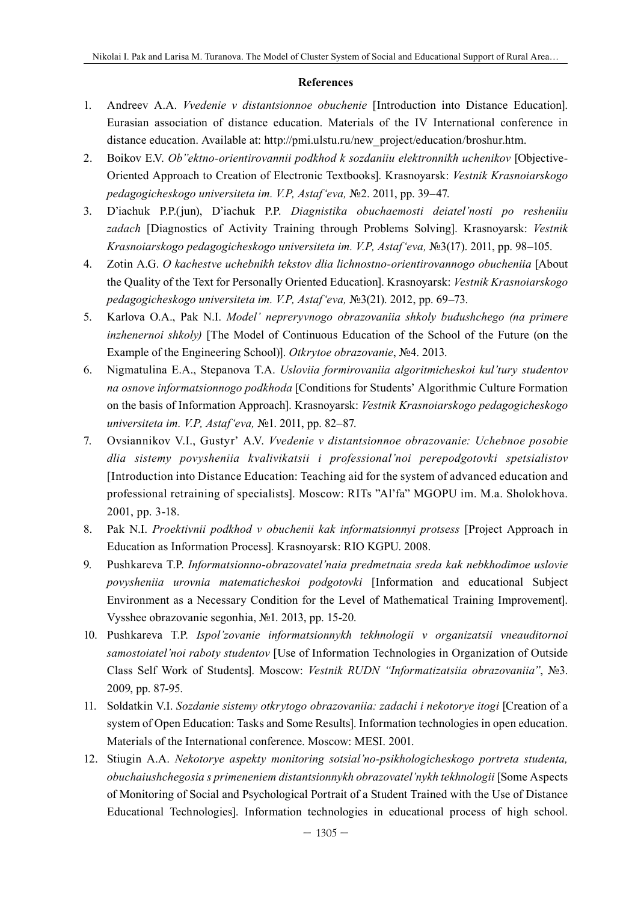## References

1. Andreev A.A. *Vvedenie v distantsionnoe obuchenie* [Introduction into Distance Education]. Eurasian association of distance education. Materials of the IV International conference in distance education. Available at: http://pmi.ulstu.ru/new_project/education/broshur.htm.
2. Boikov E.V. *Ob"ektno-orientirovannii podkhod k sozdaniiu elektronnikh uchenikov* [Objective-Oriented Approach to Creation of Electronic Textbooks]. Krasnoyarsk: *Vestnik Krasnoiarskogo pedagogicheskogo universiteta im. V.P, Astaf'eva,* №2. 2011, pp. 39–47.
3. D'iachuk P.P.(jun), D'iachuk P.P. *Diagnistika obuchaemosti deiatel'nosti po resheniiu zadach* [Diagnostics of Activity Training through Problems Solving]. Krasnoyarsk: *Vestnik Krasnoiarskogo pedagogicheskogo universiteta im. V.P, Astaf'eva,* №3(17). 2011, pp. 98–105.
4. Zotin A.G. *O kachestve uchebnikh tekstov dlia lichnostno-orientirovannogo obucheniia* [About the Quality of the Text for Personally Oriented Education]. Krasnoyarsk: *Vestnik Krasnoiarskogo pedagogicheskogo universiteta im. V.P, Astaf'eva,* №3(21). 2012, pp. 69–73.
5. Karlova O.A., Pak N.I. *Model' nepreryvnogo obrazovaniia shkoly budushchego (na primere inzhenernoi shkoly)* [The Model of Continuous Education of the School of the Future (on the Example of the Engineering School)]. *Otkrytoe obrazovanie*, №4. 2013.
6. Nigmatulina E.A., Stepanova T.A. *Usloviia formirovaniia algoritmicheskoi kul'tury studentov na osnove informatsionnogo podkhoda* [Conditions for Students' Algorithmic Culture Formation on the basis of Information Approach]. Krasnoyarsk: *Vestnik Krasnoiarskogo pedagogicheskogo universiteta im. V.P, Astaf'eva,* №1. 2011, pp. 82–87.
7. Ovsiannikov V.I., Gustyr' A.V. *Vvedenie v distantsionnoe obrazovanie: Uchebnoe posobie dlia sistemy povysheniia kvalivikatsii i professional'noi perepodgotovki spetsialistov* [Introduction into Distance Education: Teaching aid for the system of advanced education and professional retraining of specialists]. Moscow: RITs "Al'fa" MGOPU im. M.a. Sholokhova. 2001, pp. 3-18.
8. Pak N.I. *Proektivnii podkhod v obuchenii kak informatsionnyi protsess* [Project Approach in Education as Information Process]. Krasnoyarsk: RIO KGPU. 2008.
9. Pushkareva T.P. *Informatsionno-obrazovatel'naia predmetnaia sreda kak nebkhodimoe uslovie povysheniia urovnia matematicheskoi podgotovki* [Information and educational Subject Environment as a Necessary Condition for the Level of Mathematical Training Improvement]. Vysshee obrazovanie segonhia, №1. 2013, pp. 15-20.
10. Pushkareva T.P. *Ispol'zovanie informatsionnykh tekhnologii v organizatsii vneauditornoi samostoiatel'noi raboty studentov* [Use of Information Technologies in Organization of Outside Class Self Work of Students]. Moscow: *Vestnik RUDN "Informatizatsiia obrazovaniia"*, №3. 2009, pp. 87-95.
11. Soldatkin V.I. *Sozdanie sistemy otkrytogo obrazovaniia: zadachi i nekotorye itogi* [Creation of a system of Open Education: Tasks and Some Results]. Information technologies in open education. Materials of the International conference. Moscow: MESI. 2001.
12. Stiugin A.A. *Nekotorye aspekty monitoring sotsial'no-psikhologicheskogo portreta studenta, obuchaiushchegosia s primeneniem distantsionnykh obrazovatel'nykh tekhnologii* [Some Aspects of Monitoring of Social and Psychological Portrait of a Student Trained with the Use of Distance Educational Technologies]. Information technologies in educational process of high school.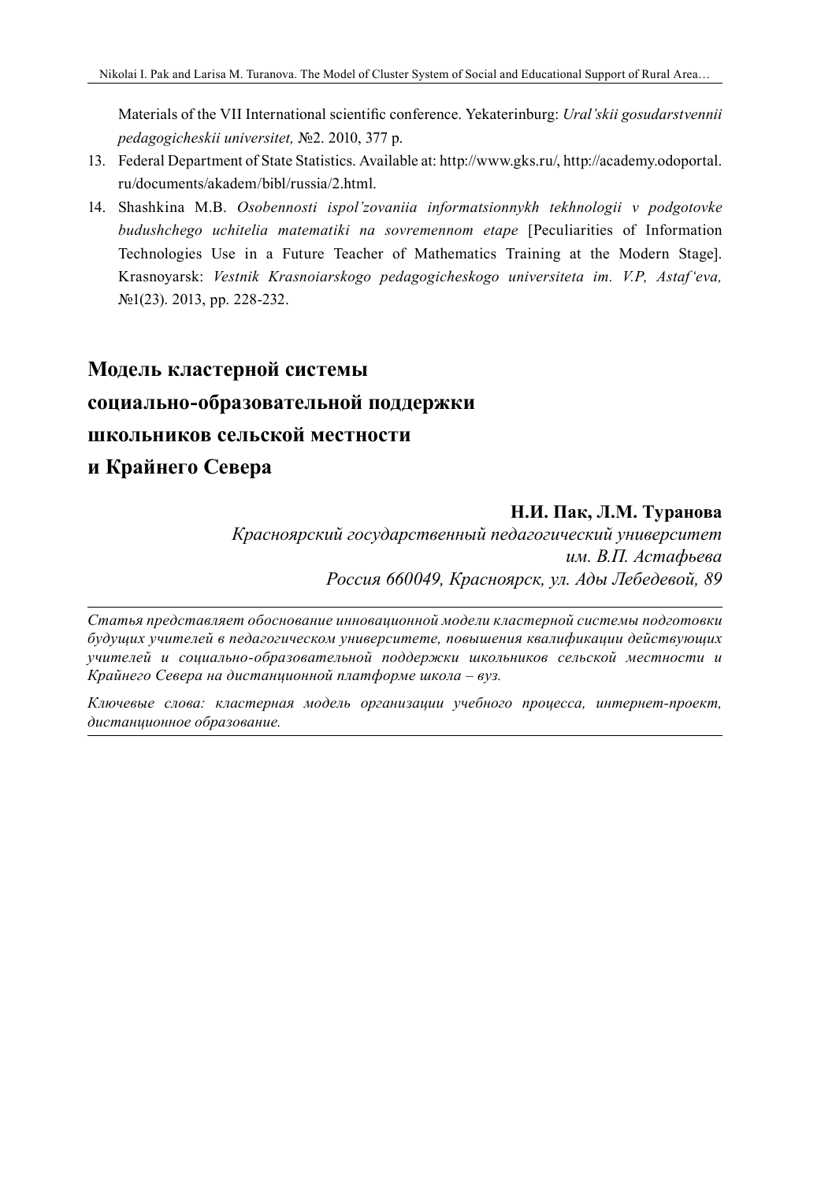Materials of the VII International scientific conference. Yekaterinburg: *Ural'skii gosudarstvennii pedagogicheskii universitet,* №2. 2010, 377 p.

13. Federal Department of State Statistics. Available at: http://www.gks.ru/, http://academy.odoportal.ru/documents/akadem/bibl/russia/2.html.
14. Shashkina M.B. *Osobennosti ispol'zovaniia informatsionnykh tekhnologii v podgotovke budushchego uchitelia matematiki na sovremennom etape* [Peculiarities of Information Technologies Use in a Future Teacher of Mathematics Training at the Modern Stage]. Krasnoyarsk: *Vestnik Krasnoiarskogo pedagogicheskogo universiteta im. V.P, Astaf'eva,* №1(23). 2013, pp. 228-232.

# Модель кластерной системы социально-образовательной поддержки школьников сельской местности и Крайнего Севера

**Н.И. Пак, Л.М. Туранова**

*Красноярский государственный педагогический университет им. В.П. Астафьева*
*Россия 660049, Красноярск, ул. Ады Лебедевой, 89*

---

*Статья представляет обоснование инновационной модели кластерной системы подготовки будущих учителей в педагогическом университете, повышения квалификации действующих учителей и социально-образовательной поддержки школьников сельской местности и Крайнего Севера на дистанционной платформе школа – вуз.*

*Ключевые слова: кластерная модель организации учебного процесса, интернет-проект, дистанционное образование.*

---